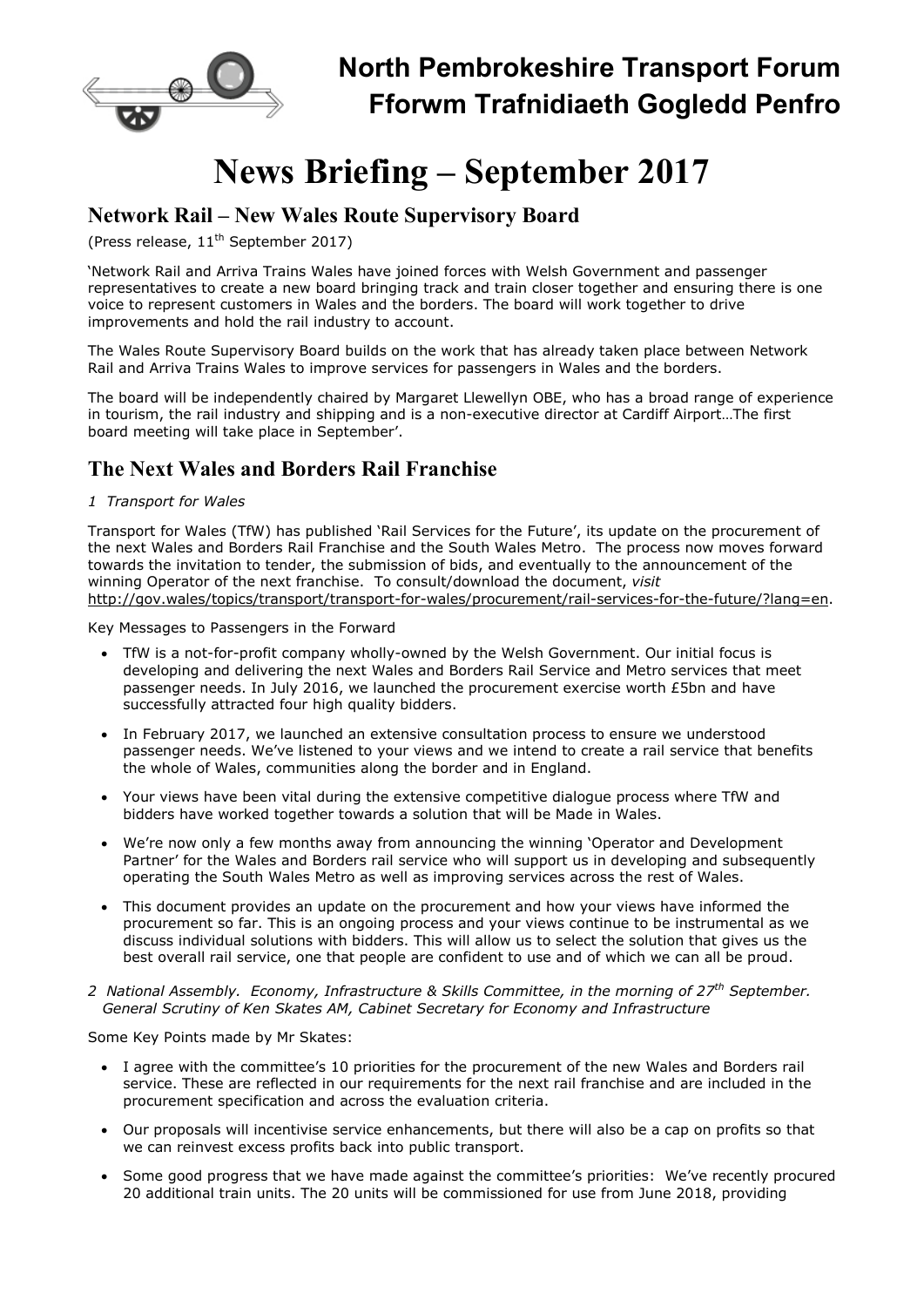# North Pembrokeshire Transport Forum
# Fforwm Trafnidiaeth Gogledd Penfro

# News Briefing – September 2017

## Network Rail – New Wales Route Supervisory Board

(Press release, 11th September 2017)

'Network Rail and Arriva Trains Wales have joined forces with Welsh Government and passenger representatives to create a new board bringing track and train closer together and ensuring there is one voice to represent customers in Wales and the borders. The board will work together to drive improvements and hold the rail industry to account.

The Wales Route Supervisory Board builds on the work that has already taken place between Network Rail and Arriva Trains Wales to improve services for passengers in Wales and the borders.

The board will be independently chaired by Margaret Llewellyn OBE, who has a broad range of experience in tourism, the rail industry and shipping and is a non-executive director at Cardiff Airport…The first board meeting will take place in September'.

## The Next Wales and Borders Rail Franchise

*1 Transport for Wales*

Transport for Wales (TfW) has published 'Rail Services for the Future', its update on the procurement of the next Wales and Borders Rail Franchise and the South Wales Metro. The process now moves forward towards the invitation to tender, the submission of bids, and eventually to the announcement of the winning Operator of the next franchise. To consult/download the document, *visit* http://gov.wales/topics/transport/transport-for-wales/procurement/rail-services-for-the-future/?lang=en.

Key Messages to Passengers in the Forward

- TfW is a not-for-profit company wholly-owned by the Welsh Government. Our initial focus is developing and delivering the next Wales and Borders Rail Service and Metro services that meet passenger needs. In July 2016, we launched the procurement exercise worth £5bn and have successfully attracted four high quality bidders.
- In February 2017, we launched an extensive consultation process to ensure we understood passenger needs. We've listened to your views and we intend to create a rail service that benefits the whole of Wales, communities along the border and in England.
- Your views have been vital during the extensive competitive dialogue process where TfW and bidders have worked together towards a solution that will be Made in Wales.
- We're now only a few months away from announcing the winning 'Operator and Development Partner' for the Wales and Borders rail service who will support us in developing and subsequently operating the South Wales Metro as well as improving services across the rest of Wales.
- This document provides an update on the procurement and how your views have informed the procurement so far. This is an ongoing process and your views continue to be instrumental as we discuss individual solutions with bidders. This will allow us to select the solution that gives us the best overall rail service, one that people are confident to use and of which we can all be proud.

*2 National Assembly. Economy, Infrastructure & Skills Committee, in the morning of 27th September. General Scrutiny of Ken Skates AM, Cabinet Secretary for Economy and Infrastructure*

Some Key Points made by Mr Skates:

- I agree with the committee's 10 priorities for the procurement of the new Wales and Borders rail service. These are reflected in our requirements for the next rail franchise and are included in the procurement specification and across the evaluation criteria.
- Our proposals will incentivise service enhancements, but there will also be a cap on profits so that we can reinvest excess profits back into public transport.
- Some good progress that we have made against the committee's priorities: We've recently procured 20 additional train units. The 20 units will be commissioned for use from June 2018, providing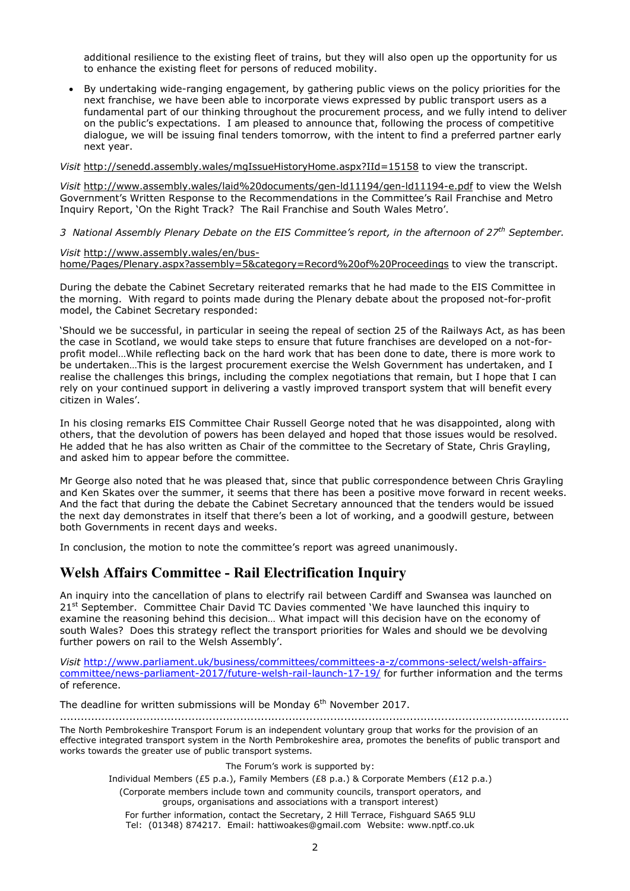additional resilience to the existing fleet of trains, but they will also open up the opportunity for us to enhance the existing fleet for persons of reduced mobility.

- By undertaking wide-ranging engagement, by gathering public views on the policy priorities for the next franchise, we have been able to incorporate views expressed by public transport users as a fundamental part of our thinking throughout the procurement process, and we fully intend to deliver on the public's expectations. I am pleased to announce that, following the process of competitive dialogue, we will be issuing final tenders tomorrow, with the intent to find a preferred partner early next year.

*Visit* http://senedd.assembly.wales/mgIssueHistoryHome.aspx?IId=15158 to view the transcript.

*Visit* http://www.assembly.wales/laid%20documents/gen-ld11194/gen-ld11194-e.pdf to view the Welsh Government's Written Response to the Recommendations in the Committee's Rail Franchise and Metro Inquiry Report, 'On the Right Track? The Rail Franchise and South Wales Metro'.

*3 National Assembly Plenary Debate on the EIS Committee's report, in the afternoon of 27th September.*

*Visit* http://www.assembly.wales/en/bus-home/Pages/Plenary.aspx?assembly=5&category=Record%20of%20Proceedings to view the transcript.

During the debate the Cabinet Secretary reiterated remarks that he had made to the EIS Committee in the morning. With regard to points made during the Plenary debate about the proposed not-for-profit model, the Cabinet Secretary responded:

'Should we be successful, in particular in seeing the repeal of section 25 of the Railways Act, as has been the case in Scotland, we would take steps to ensure that future franchises are developed on a not-for-profit model…While reflecting back on the hard work that has been done to date, there is more work to be undertaken…This is the largest procurement exercise the Welsh Government has undertaken, and I realise the challenges this brings, including the complex negotiations that remain, but I hope that I can rely on your continued support in delivering a vastly improved transport system that will benefit every citizen in Wales'.

In his closing remarks EIS Committee Chair Russell George noted that he was disappointed, along with others, that the devolution of powers has been delayed and hoped that those issues would be resolved. He added that he has also written as Chair of the committee to the Secretary of State, Chris Grayling, and asked him to appear before the committee.

Mr George also noted that he was pleased that, since that public correspondence between Chris Grayling and Ken Skates over the summer, it seems that there has been a positive move forward in recent weeks. And the fact that during the debate the Cabinet Secretary announced that the tenders would be issued the next day demonstrates in itself that there's been a lot of working, and a goodwill gesture, between both Governments in recent days and weeks.

In conclusion, the motion to note the committee's report was agreed unanimously.

## Welsh Affairs Committee - Rail Electrification Inquiry

An inquiry into the cancellation of plans to electrify rail between Cardiff and Swansea was launched on 21st September. Committee Chair David TC Davies commented 'We have launched this inquiry to examine the reasoning behind this decision… What impact will this decision have on the economy of south Wales? Does this strategy reflect the transport priorities for Wales and should we be devolving further powers on rail to the Welsh Assembly'.

*Visit* http://www.parliament.uk/business/committees/committees-a-z/commons-select/welsh-affairs-committee/news-parliament-2017/future-welsh-rail-launch-17-19/ for further information and the terms of reference.

The deadline for written submissions will be Monday 6th November 2017.

---

The North Pembrokeshire Transport Forum is an independent voluntary group that works for the provision of an effective integrated transport system in the North Pembrokeshire area, promotes the benefits of public transport and works towards the greater use of public transport systems.

The Forum's work is supported by:

Individual Members (£5 p.a.), Family Members (£8 p.a.) & Corporate Members (£12 p.a.)

(Corporate members include town and community councils, transport operators, and groups, organisations and associations with a transport interest)

For further information, contact the Secretary, 2 Hill Terrace, Fishguard SA65 9LU
Tel: (01348) 874217. Email: hattiwoakes@gmail.com Website: www.nptf.co.uk